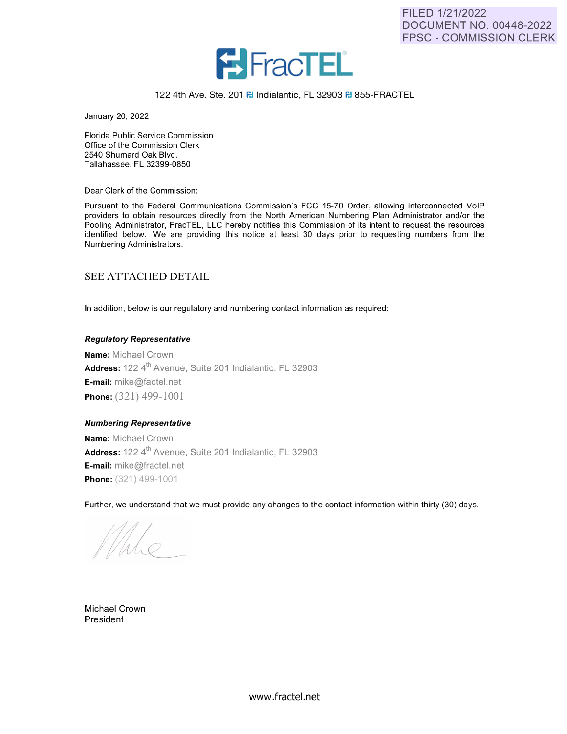FILED 1/21/2022
DOCUMENT NO. 00448-2022
FPSC - COMMISSION CLERK

FracTEL®

122 4th Ave. Ste. 201 Indialantic, FL 32903 855-FRACTEL

January 20, 2022

Florida Public Service Commission
Office of the Commission Clerk
2540 Shumard Oak Blvd.
Tallahassee, FL 32399-0850

Dear Clerk of the Commission:

Pursuant to the Federal Communications Commission's FCC 15-70 Order, allowing interconnected VoIP providers to obtain resources directly from the North American Numbering Plan Administrator and/or the Pooling Administrator, FracTEL, LLC hereby notifies this Commission of its intent to request the resources identified below. We are providing this notice at least 30 days prior to requesting numbers from the Numbering Administrators.

SEE ATTACHED DETAIL

In addition, below is our regulatory and numbering contact information as required:

***Regulatory Representative***

**Name:** Michael Crown
**Address:** 122 4th Avenue, Suite 201 Indialantic, FL 32903
**E-mail:** mike@factel.net
**Phone:** (321) 499-1001

***Numbering Representative***

**Name:** Michael Crown
**Address:** 122 4th Avenue, Suite 201 Indialantic, FL 32903
**E-mail:** mike@fractel.net
**Phone:** (321) 499-1001

Further, we understand that we must provide any changes to the contact information within thirty (30) days.

Michael Crown
President

www.fractel.net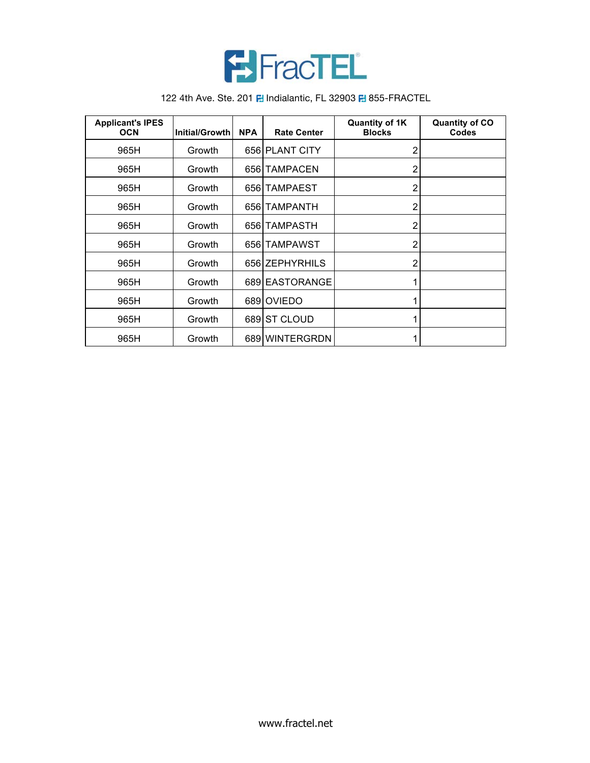FracTEL

122 4th Ave. Ste. 201 Indialantic, FL 32903 855-FRACTEL

| Applicant's IPES OCN | Initial/Growth | NPA | Rate Center | Quantity of 1K Blocks | Quantity of CO Codes |
|---|---|---|---|---|---|
| 965H | Growth | 656 | PLANT CITY | 2 | |
| 965H | Growth | 656 | TAMPACEN | 2 | |
| 965H | Growth | 656 | TAMPAEST | 2 | |
| 965H | Growth | 656 | TAMPANTH | 2 | |
| 965H | Growth | 656 | TAMPASTH | 2 | |
| 965H | Growth | 656 | TAMPAWST | 2 | |
| 965H | Growth | 656 | ZEPHYRHILS | 2 | |
| 965H | Growth | 689 | EASTORANGE | 1 | |
| 965H | Growth | 689 | OVIEDO | 1 | |
| 965H | Growth | 689 | ST CLOUD | 1 | |
| 965H | Growth | 689 | WINTERGRDN | 1 | |

www.fractel.net